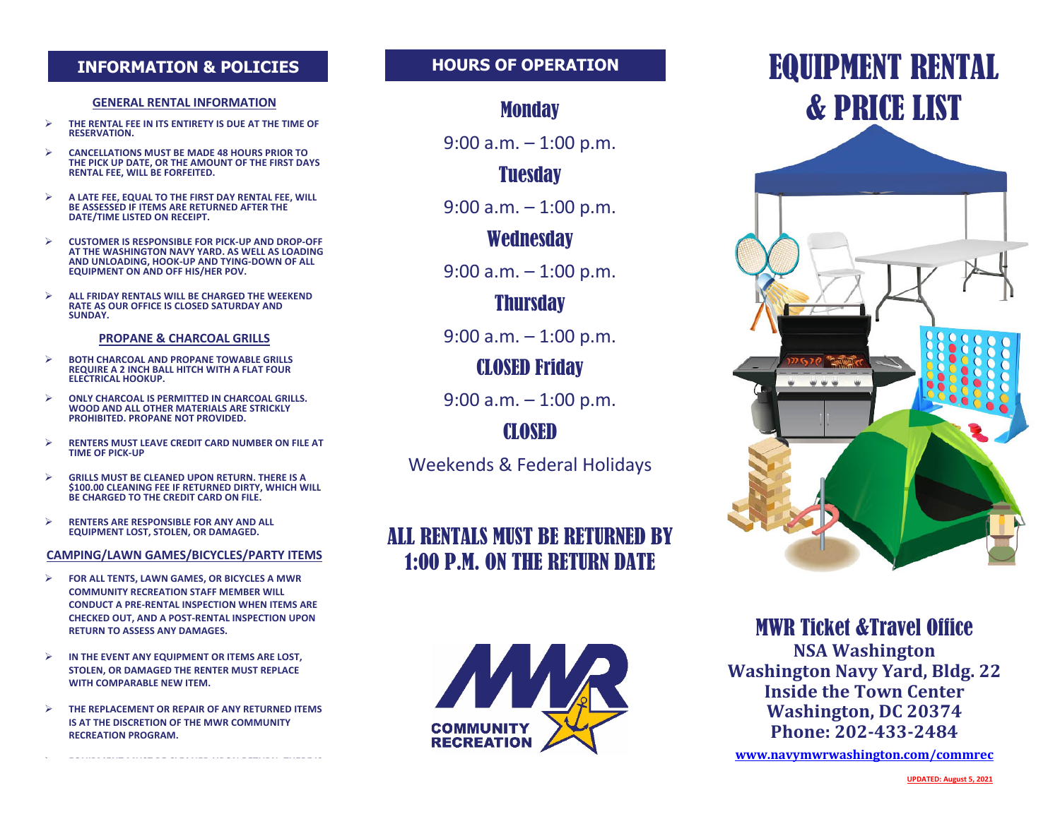## INFORMATION & POLICIES

### GENERAL RENTAL INFORMATION

- THE RENTAL FEE IN ITS ENTIRETY IS DUE AT THE TIME OF RESERVATION.
- CANCELLATIONS MUST BE MADE 48 HOURS PRIOR TO THE PICK UP DATE, OR THE AMOUNT OF THE FIRST DAYS RENTAL FEE, WILL BE FORFEITED.
- A LATE FEE, EQUAL TO THE FIRST DAY RENTAL FEE, WILL BE ASSESSED IF ITEMS ARE RETURNED AFTER THE DATE/TIME LISTED ON RECEIPT.
- CUSTOMER IS RESPONSIBLE FOR PICK-UP AND DROP-OFF AT THE WASHINGTON NAVY YARD. AS WELL AS LOADING AND UNLOADING, HOOK-UP AND TYING-DOWN OF ALL EQUIPMENT ON AND OFF HIS/HER POV.
- ALL FRIDAY RENTALS WILL BE CHARGED THE WEEKEND RATE AS OUR OFFICE IS CLOSED SATURDAY AND SUNDAY.

### PROPANE & CHARCOAL GRILLS

- BOTH CHARCOAL AND PROPANE TOWABLE GRILLS REQUIRE A 2 INCH BALL HITCH WITH A FLAT FOUR ELECTRICAL HOOKUP.
- ONLY CHARCOAL IS PERMITTED IN CHARCOAL GRILLS. WOOD AND ALL OTHER MATERIALS ARE STRICKLY PROHIBITED. PROPANE NOT PROVIDED.
- RENTERS MUST LEAVE CREDIT CARD NUMBER ON FILE AT TIME OF PICK-UP
- GRILLS MUST BE CLEANED UPON RETURN. THERE IS A $100.00 CLEANING FEE IF RETURNED DIRTY, WHICH WILL BE CHARGED TO THE CREDIT CARD ON FILE.
- RENTERS ARE RESPONSIBLE FOR ANY AND ALL EQUIPMENT LOST, STOLEN, OR DAMAGED.

### CAMPING/LAWN GAMES/BICYCLES/PARTY ITEMS

- FOR ALL TENTS, LAWN GAMES, OR BICYCLES A MWR COMMUNITY RECREATION STAFF MEMBER WILL CONDUCT A PRE-RENTAL INSPECTION WHEN ITEMS ARE CHECKED OUT, AND A POST-RENTAL INSPECTION UPON RETURN TO ASSESS ANY DAMAGES.
- IN THE EVENT ANY EQUIPMENT OR ITEMS ARE LOST, STOLEN, OR DAMAGED THE RENTER MUST REPLACE WITH COMPARABLE NEW ITEM.
- THE REPLACEMENT OR REPAIR OF ANY RETURNED ITEMS IS AT THE DISCRETION OF THE MWR COMMUNITY RECREATION PROGRAM.

## HOURS OF OPERATION

**Monday**

9:00 a.m. – 1:00 p.m.

**Tuesday**

9:00 a.m. – 1:00 p.m.

**Wednesday**

9:00 a.m. – 1:00 p.m.

**Thursday**

9:00 a.m. – 1:00 p.m.

**CLOSED Friday**

9:00 a.m. – 1:00 p.m.

**CLOSED**

Weekends & Federal Holidays

**ALL RENTALS MUST BE RETURNED BY 1:00 P.M. ON THE RETURN DATE**

MWR COMMUNITY RECREATION

# EQUIPMENT RENTAL & PRICE LIST

## MWR Ticket &Travel Office

**NSA Washington**
**Washington Navy Yard, Bldg. 22**
**Inside the Town Center**
**Washington, DC 20374**
**Phone: 202-433-2484**

www.navymwrwashington.com/commrec

UPDATED: August 5, 2021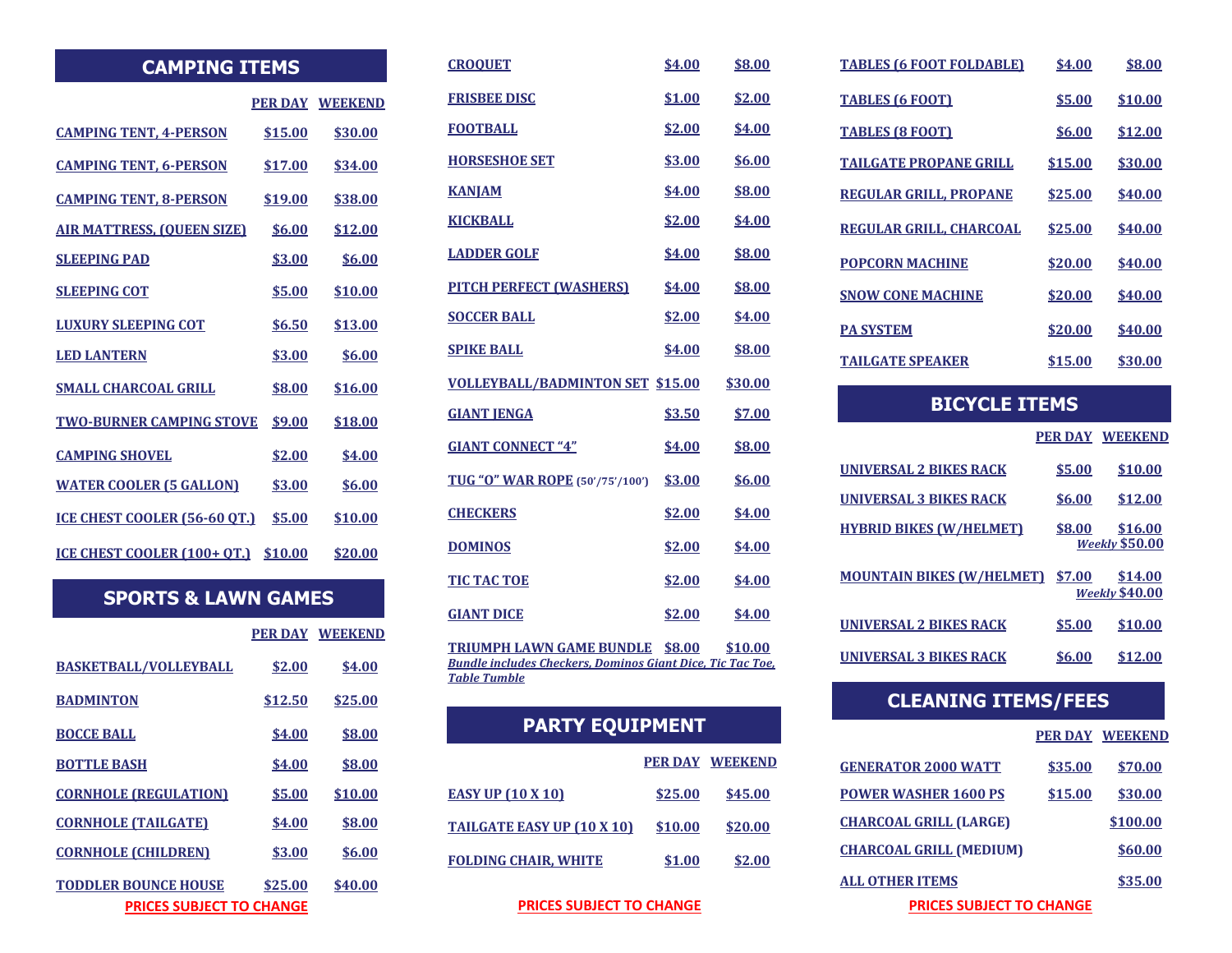## CAMPING ITEMS

| | PER DAY | WEEKEND |
|---|---|---|
| CAMPING TENT, 4-PERSON | $15.00 | $30.00 |
| CAMPING TENT, 6-PERSON | $17.00 | $34.00 |
| CAMPING TENT, 8-PERSON | $19.00 | $38.00 |
| AIR MATTRESS, (QUEEN SIZE) | $6.00 | $12.00 |
| SLEEPING PAD | $3.00 | $6.00 |
| SLEEPING COT | $5.00 | $10.00 |
| LUXURY SLEEPING COT | $6.50 | $13.00 |
| LED LANTERN | $3.00 | $6.00 |
| SMALL CHARCOAL GRILL | $8.00 | $16.00 |
| TWO-BURNER CAMPING STOVE | $9.00 | $18.00 |
| CAMPING SHOVEL | $2.00 | $4.00 |
| WATER COOLER (5 GALLON) | $3.00 | $6.00 |
| ICE CHEST COOLER (56-60 QT.) | $5.00 | $10.00 |
| ICE CHEST COOLER (100+ QT.) | $10.00 | $20.00 |

## SPORTS & LAWN GAMES

| | PER DAY | WEEKEND |
|---|---|---|
| BASKETBALL/VOLLEYBALL | $2.00 | $4.00 |
| BADMINTON | $12.50 | $25.00 |
| BOCCE BALL | $4.00 | $8.00 |
| BOTTLE BASH | $4.00 | $8.00 |
| CORNHOLE (REGULATION) | $5.00 | $10.00 |
| CORNHOLE (TAILGATE) | $4.00 | $8.00 |
| CORNHOLE (CHILDREN) | $3.00 | $6.00 |
| TODDLER BOUNCE HOUSE | $25.00 | $40.00 |
| CROQUET | $4.00 | $8.00 |
| FRISBEE DISC | $1.00 | $2.00 |
| FOOTBALL | $2.00 | $4.00 |
| HORSESHOE SET | $3.00 | $6.00 |
| KANJAM | $4.00 | $8.00 |
| KICKBALL | $2.00 | $4.00 |
| LADDER GOLF | $4.00 | $8.00 |
| PITCH PERFECT (WASHERS) | $4.00 | $8.00 |
| SOCCER BALL | $2.00 | $4.00 |
| SPIKE BALL | $4.00 | $8.00 |
| VOLLEYBALL/BADMINTON SET | $15.00 | $30.00 |
| GIANT JENGA | $3.50 | $7.00 |
| GIANT CONNECT "4" | $4.00 | $8.00 |
| TUG "O" WAR ROPE (50'/75'/100') | $3.00 | $6.00 |
| CHECKERS | $2.00 | $4.00 |
| DOMINOS | $2.00 | $4.00 |
| TIC TAC TOE | $2.00 | $4.00 |
| GIANT DICE | $2.00 | $4.00 |
| TRIUMPH LAWN GAME BUNDLE | $8.00 | $10.00 |

*Bundle includes Checkers, Dominos Giant Dice, Tic Tac Toe, Table Tumble*

**PRICES SUBJECT TO CHANGE**

## PARTY EQUIPMENT

| | PER DAY | WEEKEND |
|---|---|---|
| EASY UP (10 X 10) | $25.00 | $45.00 |
| TAILGATE EASY UP (10 X 10) | $10.00 | $20.00 |
| FOLDING CHAIR, WHITE | $1.00 | $2.00 |
| TABLES (6 FOOT FOLDABLE) | $4.00 | $8.00 |
| TABLES (6 FOOT) | $5.00 | $10.00 |
| TABLES (8 FOOT) | $6.00 | $12.00 |
| TAILGATE PROPANE GRILL | $15.00 | $30.00 |
| REGULAR GRILL, PROPANE | $25.00 | $40.00 |
| REGULAR GRILL, CHARCOAL | $25.00 | $40.00 |
| POPCORN MACHINE | $20.00 | $40.00 |
| SNOW CONE MACHINE | $20.00 | $40.00 |
| PA SYSTEM | $20.00 | $40.00 |
| TAILGATE SPEAKER | $15.00 | $30.00 |

**PRICES SUBJECT TO CHANGE**

## BICYCLE ITEMS

| | PER DAY | WEEKEND |
|---|---|---|
| UNIVERSAL 2 BIKES RACK | $5.00 | $10.00 |
| UNIVERSAL 3 BIKES RACK | $6.00 | $12.00 |
| HYBRID BIKES (W/HELMET) | $8.00 | $16.00 *Weekly* $50.00 |
| MOUNTAIN BIKES (W/HELMET) | $7.00 | $14.00 *Weekly* $40.00 |
| UNIVERSAL 2 BIKES RACK | $5.00 | $10.00 |
| UNIVERSAL 3 BIKES RACK | $6.00 | $12.00 |

## CLEANING ITEMS/FEES

| | PER DAY | WEEKEND |
|---|---|---|
| GENERATOR 2000 WATT | $35.00 | $70.00 |
| POWER WASHER 1600 PS | $15.00 | $30.00 |
| CHARCOAL GRILL (LARGE) | | $100.00 |
| CHARCOAL GRILL (MEDIUM) | | $60.00 |
| ALL OTHER ITEMS | | $35.00 |

**PRICES SUBJECT TO CHANGE**